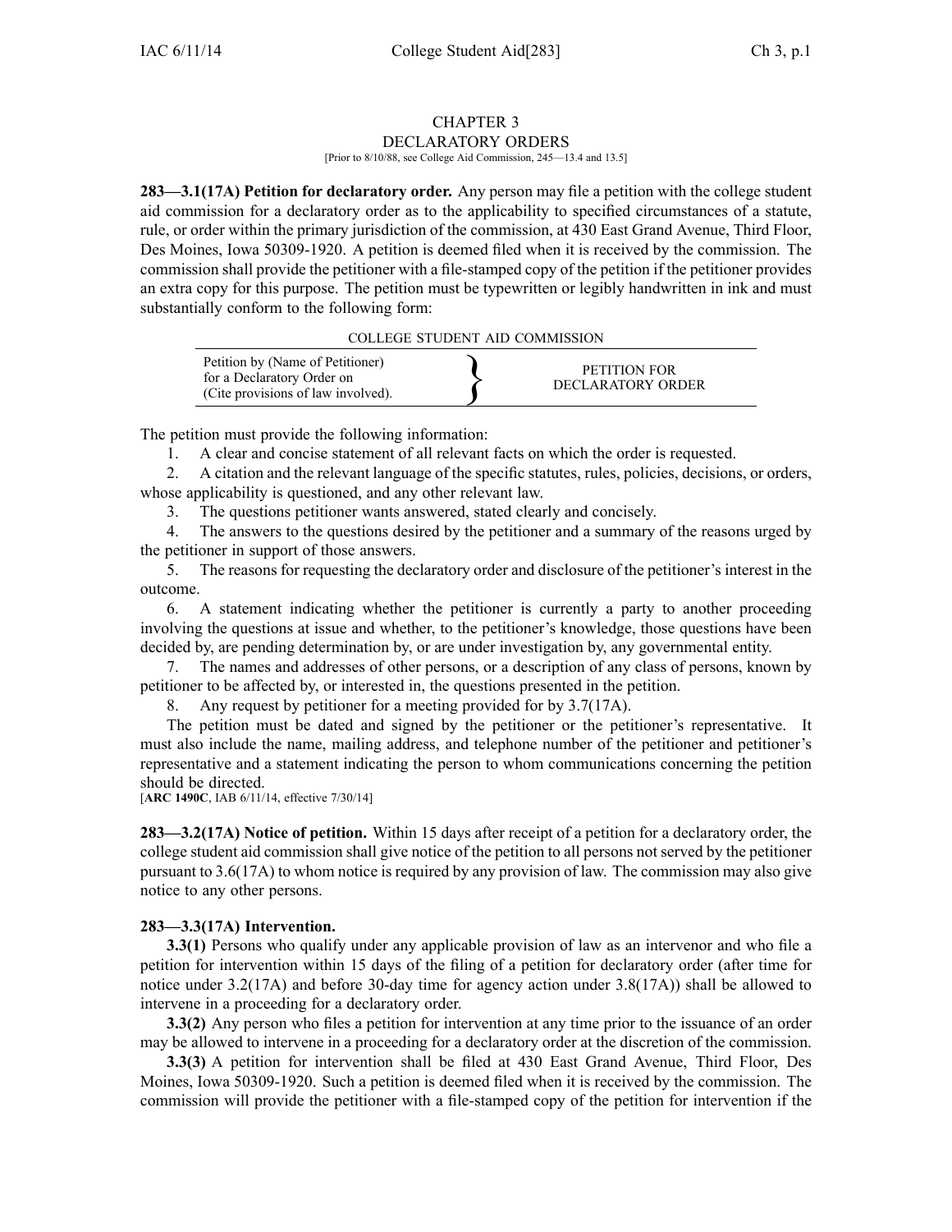# CHAPTER 3
## DECLARATORY ORDERS

[Prior to 8/10/88, see College Aid Commission, 245—13.4 and 13.5]

**283—3.1(17A) Petition for declaratory order.** Any person may file a petition with the college student aid commission for a declaratory order as to the applicability to specified circumstances of a statute, rule, or order within the primary jurisdiction of the commission, at 430 East Grand Avenue, Third Floor, Des Moines, Iowa 50309-1920. A petition is deemed filed when it is received by the commission. The commission shall provide the petitioner with a file-stamped copy of the petition if the petitioner provides an extra copy for this purpose. The petition must be typewritten or legibly handwritten in ink and must substantially conform to the following form:

COLLEGE STUDENT AID COMMISSION

| Petition by (Name of Petitioner) for a Declaratory Order on (Cite provisions of law involved). | } | PETITION FOR DECLARATORY ORDER |
|---|---|---|

The petition must provide the following information:

1. A clear and concise statement of all relevant facts on which the order is requested.
2. A citation and the relevant language of the specific statutes, rules, policies, decisions, or orders, whose applicability is questioned, and any other relevant law.
3. The questions petitioner wants answered, stated clearly and concisely.
4. The answers to the questions desired by the petitioner and a summary of the reasons urged by the petitioner in support of those answers.
5. The reasons for requesting the declaratory order and disclosure of the petitioner's interest in the outcome.
6. A statement indicating whether the petitioner is currently a party to another proceeding involving the questions at issue and whether, to the petitioner's knowledge, those questions have been decided by, are pending determination by, or are under investigation by, any governmental entity.
7. The names and addresses of other persons, or a description of any class of persons, known by petitioner to be affected by, or interested in, the questions presented in the petition.
8. Any request by petitioner for a meeting provided for by 3.7(17A).

The petition must be dated and signed by the petitioner or the petitioner's representative. It must also include the name, mailing address, and telephone number of the petitioner and petitioner's representative and a statement indicating the person to whom communications concerning the petition should be directed.

[**ARC 1490C**, IAB 6/11/14, effective 7/30/14]

**283—3.2(17A) Notice of petition.** Within 15 days after receipt of a petition for a declaratory order, the college student aid commission shall give notice of the petition to all persons not served by the petitioner pursuant to 3.6(17A) to whom notice is required by any provision of law. The commission may also give notice to any other persons.

**283—3.3(17A) Intervention.**

**3.3(1)** Persons who qualify under any applicable provision of law as an intervenor and who file a petition for intervention within 15 days of the filing of a petition for declaratory order (after time for notice under 3.2(17A) and before 30-day time for agency action under 3.8(17A)) shall be allowed to intervene in a proceeding for a declaratory order.

**3.3(2)** Any person who files a petition for intervention at any time prior to the issuance of an order may be allowed to intervene in a proceeding for a declaratory order at the discretion of the commission.

**3.3(3)** A petition for intervention shall be filed at 430 East Grand Avenue, Third Floor, Des Moines, Iowa 50309-1920. Such a petition is deemed filed when it is received by the commission. The commission will provide the petitioner with a file-stamped copy of the petition for intervention if the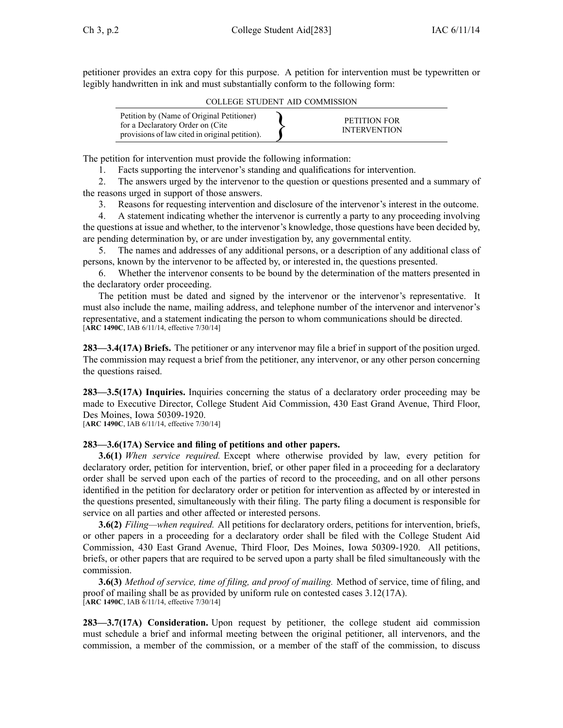petitioner provides an extra copy for this purpose. A petition for intervention must be typewritten or legibly handwritten in ink and must substantially conform to the following form:

COLLEGE STUDENT AID COMMISSION

| Petition by (Name of Original Petitioner) for a Declaratory Order on (Cite provisions of law cited in original petition). | } | PETITION FOR INTERVENTION |
|---|---|---|

The petition for intervention must provide the following information:

1. Facts supporting the intervenor's standing and qualifications for intervention.
2. The answers urged by the intervenor to the question or questions presented and a summary of the reasons urged in support of those answers.
3. Reasons for requesting intervention and disclosure of the intervenor's interest in the outcome.
4. A statement indicating whether the intervenor is currently a party to any proceeding involving the questions at issue and whether, to the intervenor's knowledge, those questions have been decided by, are pending determination by, or are under investigation by, any governmental entity.
5. The names and addresses of any additional persons, or a description of any additional class of persons, known by the intervenor to be affected by, or interested in, the questions presented.
6. Whether the intervenor consents to be bound by the determination of the matters presented in the declaratory order proceeding.

The petition must be dated and signed by the intervenor or the intervenor's representative. It must also include the name, mailing address, and telephone number of the intervenor and intervenor's representative, and a statement indicating the person to whom communications should be directed.
[**ARC 1490C**, IAB 6/11/14, effective 7/30/14]

**283—3.4(17A) Briefs.** The petitioner or any intervenor may file a brief in support of the position urged. The commission may request a brief from the petitioner, any intervenor, or any other person concerning the questions raised.

**283—3.5(17A) Inquiries.** Inquiries concerning the status of a declaratory order proceeding may be made to Executive Director, College Student Aid Commission, 430 East Grand Avenue, Third Floor, Des Moines, Iowa 50309-1920.
[**ARC 1490C**, IAB 6/11/14, effective 7/30/14]

**283—3.6(17A) Service and filing of petitions and other papers.**

**3.6(1)** *When service required.* Except where otherwise provided by law, every petition for declaratory order, petition for intervention, brief, or other paper filed in a proceeding for a declaratory order shall be served upon each of the parties of record to the proceeding, and on all other persons identified in the petition for declaratory order or petition for intervention as affected by or interested in the questions presented, simultaneously with their filing. The party filing a document is responsible for service on all parties and other affected or interested persons.

**3.6(2)** *Filing—when required.* All petitions for declaratory orders, petitions for intervention, briefs, or other papers in a proceeding for a declaratory order shall be filed with the College Student Aid Commission, 430 East Grand Avenue, Third Floor, Des Moines, Iowa 50309-1920. All petitions, briefs, or other papers that are required to be served upon a party shall be filed simultaneously with the commission.

**3.6(3)** *Method of service, time of filing, and proof of mailing.* Method of service, time of filing, and proof of mailing shall be as provided by uniform rule on contested cases 3.12(17A).
[**ARC 1490C**, IAB 6/11/14, effective 7/30/14]

**283—3.7(17A) Consideration.** Upon request by petitioner, the college student aid commission must schedule a brief and informal meeting between the original petitioner, all intervenors, and the commission, a member of the commission, or a member of the staff of the commission, to discuss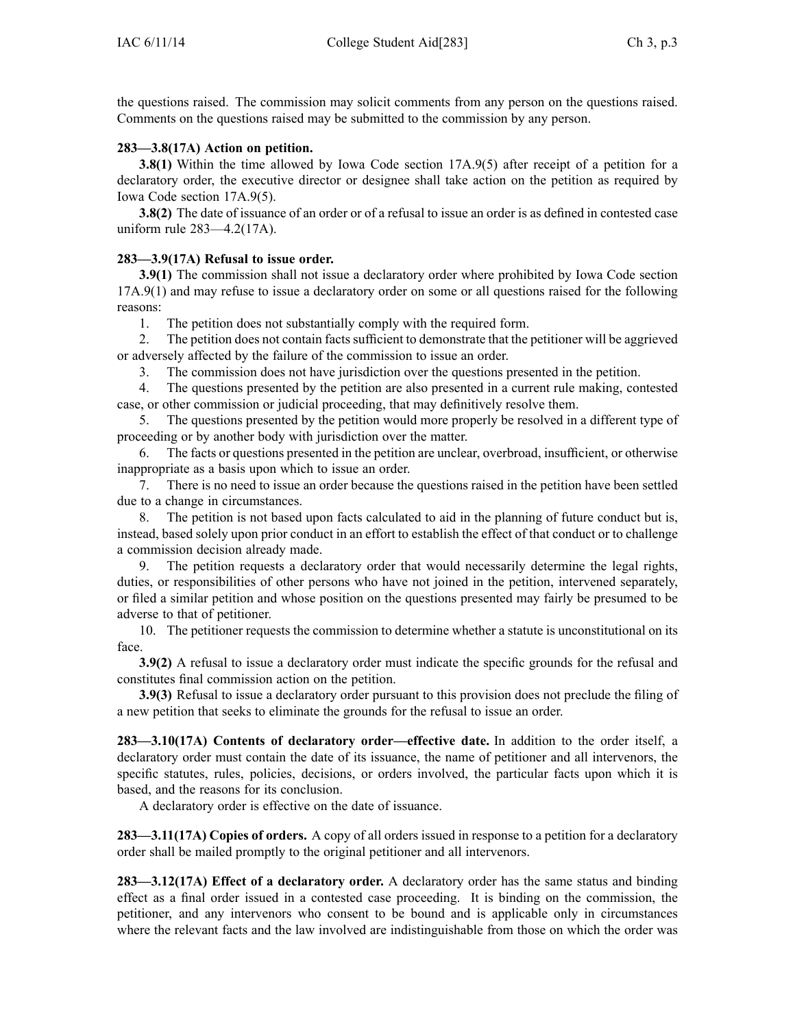the questions raised. The commission may solicit comments from any person on the questions raised. Comments on the questions raised may be submitted to the commission by any person.

**283—3.8(17A) Action on petition.**

**3.8(1)** Within the time allowed by Iowa Code section 17A.9(5) after receipt of a petition for a declaratory order, the executive director or designee shall take action on the petition as required by Iowa Code section 17A.9(5).

**3.8(2)** The date of issuance of an order or of a refusal to issue an order is as defined in contested case uniform rule 283—4.2(17A).

**283—3.9(17A) Refusal to issue order.**

**3.9(1)** The commission shall not issue a declaratory order where prohibited by Iowa Code section 17A.9(1) and may refuse to issue a declaratory order on some or all questions raised for the following reasons:

1. The petition does not substantially comply with the required form.
2. The petition does not contain facts sufficient to demonstrate that the petitioner will be aggrieved or adversely affected by the failure of the commission to issue an order.
3. The commission does not have jurisdiction over the questions presented in the petition.
4. The questions presented by the petition are also presented in a current rule making, contested case, or other commission or judicial proceeding, that may definitively resolve them.
5. The questions presented by the petition would more properly be resolved in a different type of proceeding or by another body with jurisdiction over the matter.
6. The facts or questions presented in the petition are unclear, overbroad, insufficient, or otherwise inappropriate as a basis upon which to issue an order.
7. There is no need to issue an order because the questions raised in the petition have been settled due to a change in circumstances.
8. The petition is not based upon facts calculated to aid in the planning of future conduct but is, instead, based solely upon prior conduct in an effort to establish the effect of that conduct or to challenge a commission decision already made.
9. The petition requests a declaratory order that would necessarily determine the legal rights, duties, or responsibilities of other persons who have not joined in the petition, intervened separately, or filed a similar petition and whose position on the questions presented may fairly be presumed to be adverse to that of petitioner.
10. The petitioner requests the commission to determine whether a statute is unconstitutional on its face.

**3.9(2)** A refusal to issue a declaratory order must indicate the specific grounds for the refusal and constitutes final commission action on the petition.

**3.9(3)** Refusal to issue a declaratory order pursuant to this provision does not preclude the filing of a new petition that seeks to eliminate the grounds for the refusal to issue an order.

**283—3.10(17A) Contents of declaratory order—effective date.** In addition to the order itself, a declaratory order must contain the date of its issuance, the name of petitioner and all intervenors, the specific statutes, rules, policies, decisions, or orders involved, the particular facts upon which it is based, and the reasons for its conclusion.

A declaratory order is effective on the date of issuance.

**283—3.11(17A) Copies of orders.** A copy of all orders issued in response to a petition for a declaratory order shall be mailed promptly to the original petitioner and all intervenors.

**283—3.12(17A) Effect of a declaratory order.** A declaratory order has the same status and binding effect as a final order issued in a contested case proceeding. It is binding on the commission, the petitioner, and any intervenors who consent to be bound and is applicable only in circumstances where the relevant facts and the law involved are indistinguishable from those on which the order was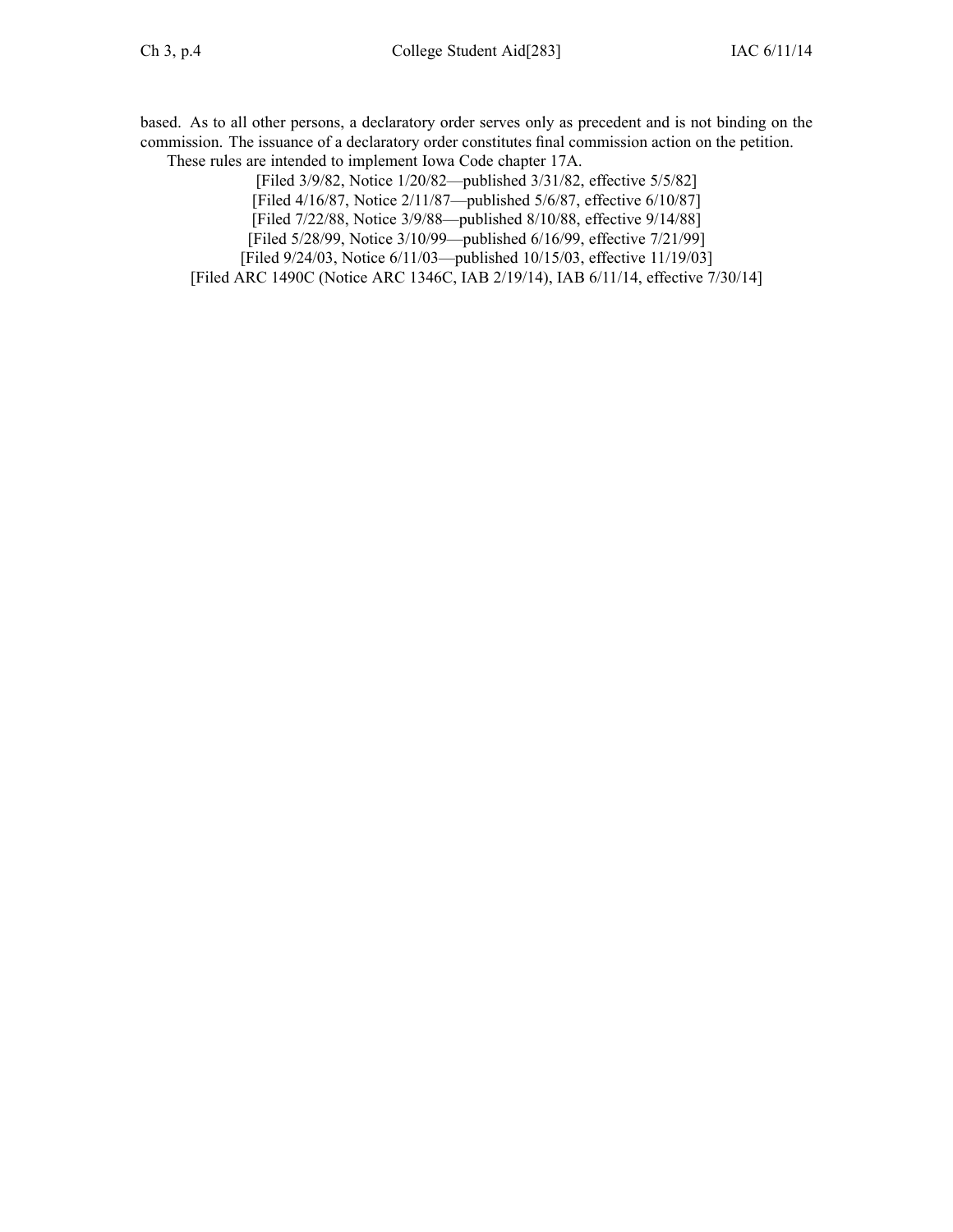based. As to all other persons, a declaratory order serves only as precedent and is not binding on the commission. The issuance of a declaratory order constitutes final commission action on the petition.

These rules are intended to implement Iowa Code chapter 17A.

[Filed 3/9/82, Notice 1/20/82—published 3/31/82, effective 5/5/82]
[Filed 4/16/87, Notice 2/11/87—published 5/6/87, effective 6/10/87]
[Filed 7/22/88, Notice 3/9/88—published 8/10/88, effective 9/14/88]
[Filed 5/28/99, Notice 3/10/99—published 6/16/99, effective 7/21/99]
[Filed 9/24/03, Notice 6/11/03—published 10/15/03, effective 11/19/03]
[Filed ARC 1490C (Notice ARC 1346C, IAB 2/19/14), IAB 6/11/14, effective 7/30/14]